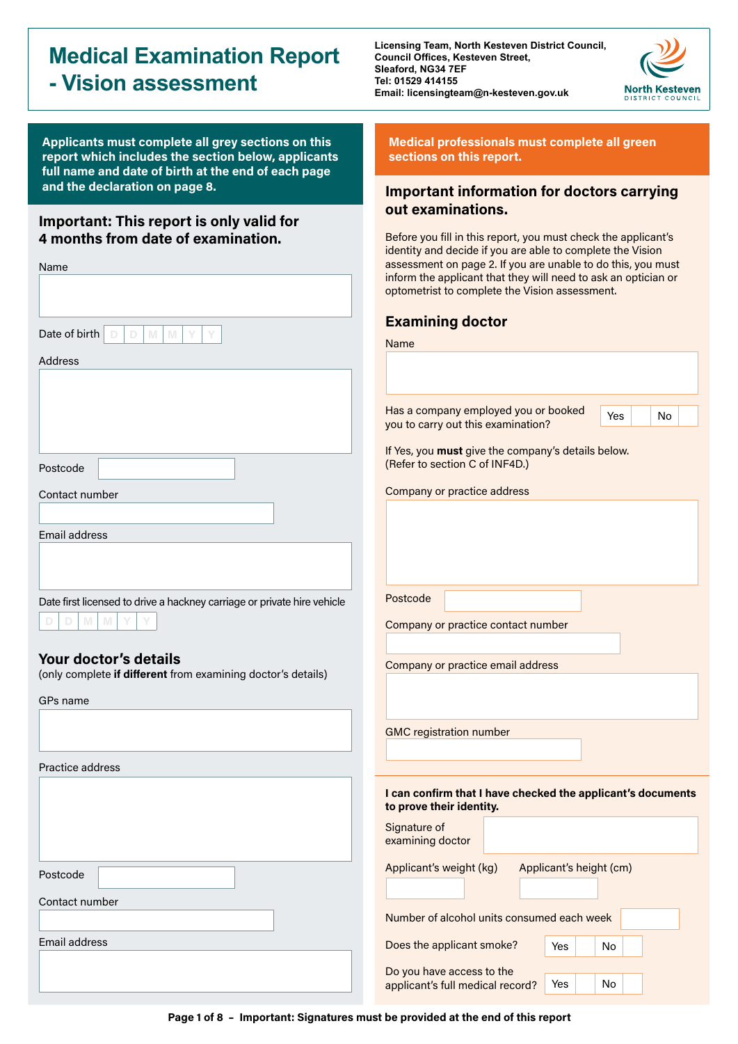# Medical Examination Report - Vision assessment

Licensing Team, North Kesteven District Council,
Council Offices, Kesteven Street,
Sleaford, NG34 7EF
Tel: 01529 414155
Email: licensingteam@n-kesteven.gov.uk

North Kesteven DISTRICT COUNCIL

**Applicants must complete all grey sections on this report which includes the section below, applicants full name and date of birth at the end of each page and the declaration on page 8.**

## Important: This report is only valid for 4 months from date of examination.

Name

Date of birth D D M M Y Y

Address

Postcode

Contact number

Email address

Date first licensed to drive a hackney carriage or private hire vehicle

D D M M Y Y

## Your doctor's details

(only complete **if different** from examining doctor's details)

GPs name

Practice address

Postcode

Contact number

Email address

**Medical professionals must complete all green sections on this report.**

## Important information for doctors carrying out examinations.

Before you fill in this report, you must check the applicant's identity and decide if you are able to complete the Vision assessment on page 2. If you are unable to do this, you must inform the applicant that they will need to ask an optician or optometrist to complete the Vision assessment.

## Examining doctor

Name

Has a company employed you or booked you to carry out this examination? Yes No

If Yes, you **must** give the company's details below.
(Refer to section C of INF4D.)

Company or practice address

Postcode

Company or practice contact number

Company or practice email address

GMC registration number

**I can confirm that I have checked the applicant's documents to prove their identity.**

Signature of examining doctor

Applicant's weight (kg)

Applicant's height (cm)

Number of alcohol units consumed each week

Does the applicant smoke? Yes No

Do you have access to the applicant's full medical record? Yes No

**Important: Signatures must be provided at the end of this report**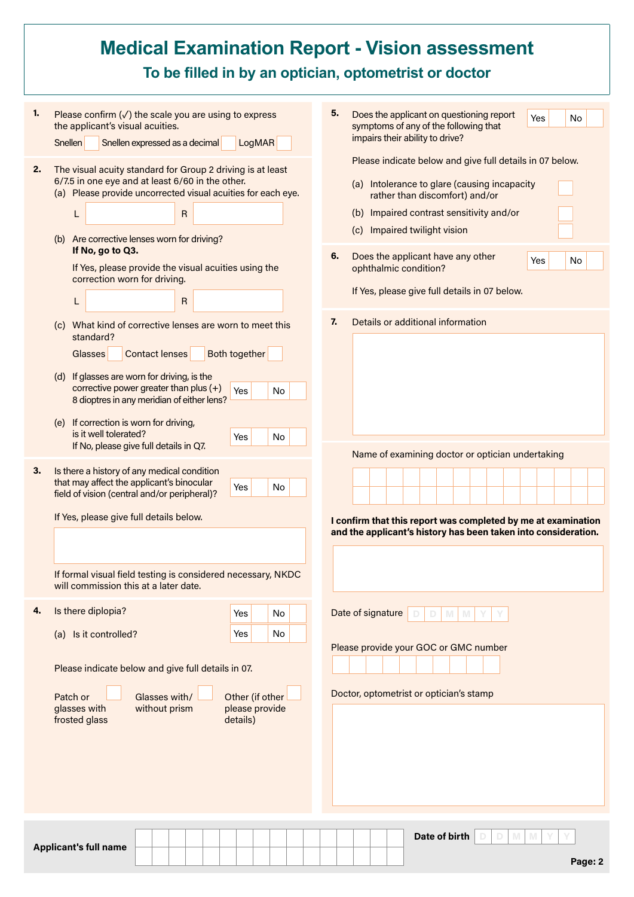# Medical Examination Report - Vision assessment

## To be filled in by an optician, optometrist or doctor

**1.** Please confirm (✓) the scale you are using to express the applicant's visual acuities.

Snellen ☐ Snellen expressed as a decimal ☐ LogMAR ☐

**2.** The visual acuity standard for Group 2 driving is at least 6/7.5 in one eye and at least 6/60 in the other.

(a) Please provide uncorrected visual acuities for each eye.

L ________ R ________

(b) Are corrective lenses worn for driving?
**If No, go to Q3.**

If Yes, please provide the visual acuities using the correction worn for driving.

L ________ R ________

(c) What kind of corrective lenses are worn to meet this standard?

Glasses ☐ Contact lenses ☐ Both together ☐

(d) If glasses are worn for driving, is the corrective power greater than plus (+) 8 dioptres in any meridian of either lens? Yes ☐ No ☐

(e) If correction is worn for driving, is it well tolerated? Yes ☐ No ☐
If No, please give full details in Q7.

**3.** Is there a history of any medical condition that may affect the applicant's binocular field of vision (central and/or peripheral)? Yes ☐ No ☐

If Yes, please give full details below.

If formal visual field testing is considered necessary, NKDC will commission this at a later date.

**4.** Is there diplopia? Yes ☐ No ☐

(a) Is it controlled? Yes ☐ No ☐

Please indicate below and give full details in 07.

Patch or glasses with frosted glass ☐ Glasses with/ without prism ☐ Other (if other please provide details) ☐

**5.** Does the applicant on questioning report symptoms of any of the following that impairs their ability to drive? Yes ☐ No ☐

Please indicate below and give full details in 07 below.

(a) Intolerance to glare (causing incapacity rather than discomfort) and/or ☐

(b) Impaired contrast sensitivity and/or ☐

(c) Impaired twilight vision ☐

**6.** Does the applicant have any other ophthalmic condition? Yes ☐ No ☐

If Yes, please give full details in 07 below.

**7.** Details or additional information

Name of examining doctor or optician undertaking

**I confirm that this report was completed by me at examination and the applicant's history has been taken into consideration.**

Date of signature D D M M Y Y

Please provide your GOC or GMC number

Doctor, optometrist or optician's stamp

**Applicant's full name**

**Date of birth** D D M M Y Y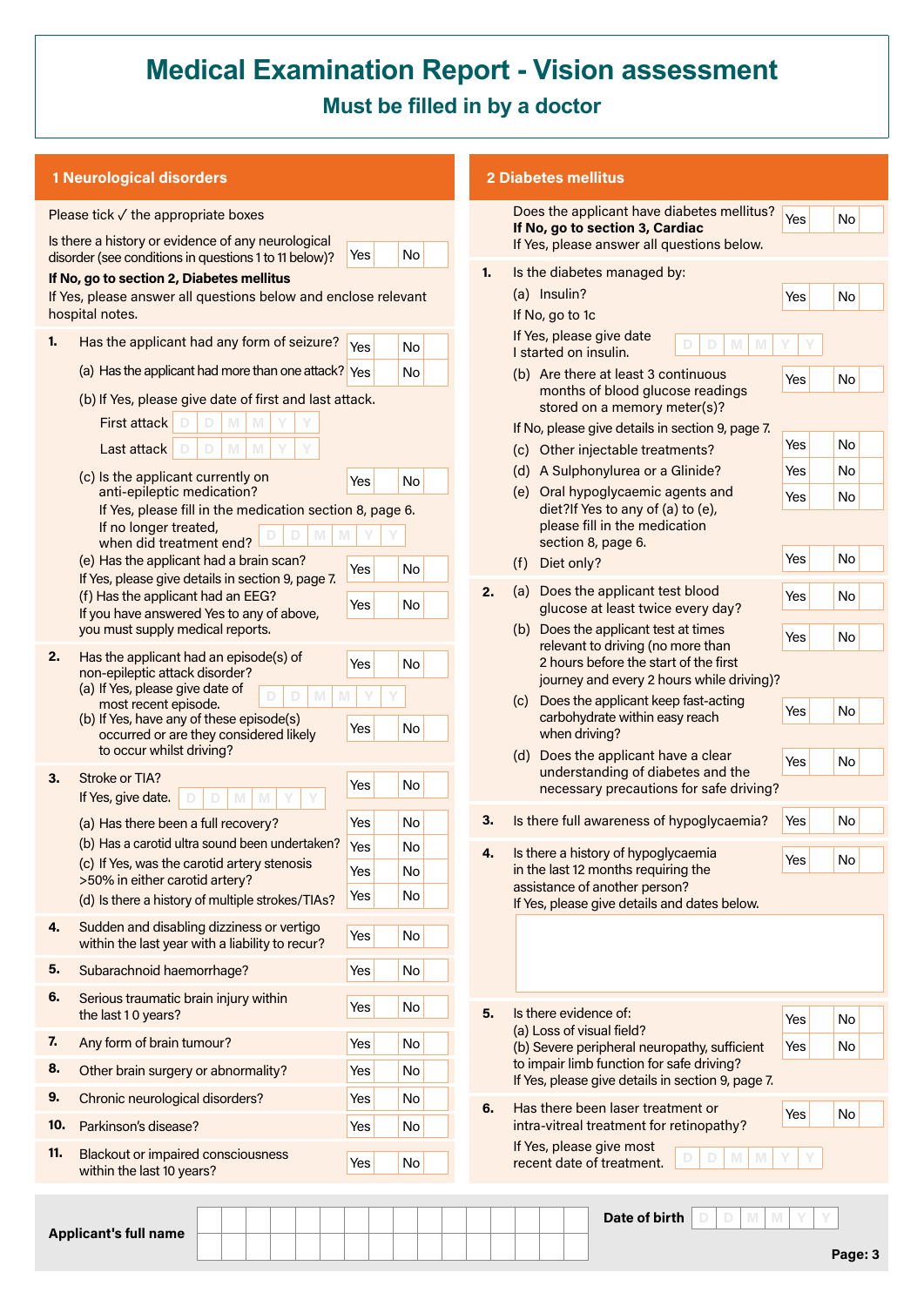# Medical Examination Report - Vision assessment

## Must be filled in by a doctor

### 1 Neurological disorders

Please tick ✓ the appropriate boxes

Is there a history or evidence of any neurological disorder (see conditions in questions 1 to 11 below)? Yes No

**If No, go to section 2, Diabetes mellitus**

If Yes, please answer all questions below and enclose relevant hospital notes.

**1.** Has the applicant had any form of seizure? Yes No

(a) Has the applicant had more than one attack? Yes No

(b) If Yes, please give date of first and last attack.

First attack D D M M Y Y

Last attack D D M M Y Y

(c) Is the applicant currently on anti-epileptic medication? Yes No

If Yes, please fill in the medication section 8, page 6.

If no longer treated, when did treatment end? D D M M Y Y

(e) Has the applicant had a brain scan? Yes No

If Yes, please give details in section 9, page 7.

(f) Has the applicant had an EEG? Yes No

If you have answered Yes to any of above, you must supply medical reports.

**2.** Has the applicant had an episode(s) of non-epileptic attack disorder? Yes No

(a) If Yes, please give date of most recent episode. D D M M Y Y

(b) If Yes, have any of these episode(s) occurred or are they considered likely to occur whilst driving? Yes No

**3.** Stroke or TIA? Yes No

If Yes, give date. D D M M Y Y

(a) Has there been a full recovery? Yes No

(b) Has a carotid ultra sound been undertaken? Yes No

(c) If Yes, was the carotid artery stenosis >50% in either carotid artery? Yes No

(d) Is there a history of multiple strokes/TIAs? Yes No

**4.** Sudden and disabling dizziness or vertigo within the last year with a liability to recur? Yes No

**5.** Subarachnoid haemorrhage? Yes No

**6.** Serious traumatic brain injury within the last 1 0 years? Yes No

**7.** Any form of brain tumour? Yes No

**8.** Other brain surgery or abnormality? Yes No

**9.** Chronic neurological disorders? Yes No

**10.** Parkinson's disease? Yes No

**11.** Blackout or impaired consciousness within the last 10 years? Yes No

### 2 Diabetes mellitus

Does the applicant have diabetes mellitus? Yes No

**If No, go to section 3, Cardiac**

If Yes, please answer all questions below.

**1.** Is the diabetes managed by:

(a) Insulin? Yes No

If No, go to 1c

If Yes, please give date I started on insulin. D D M M Y Y

(b) Are there at least 3 continuous months of blood glucose readings stored on a memory meter(s)? Yes No

If No, please give details in section 9, page 7.

(c) Other injectable treatments? Yes No

(d) A Sulphonylurea or a Glinide? Yes No

(e) Oral hypoglycaemic agents and diet?If Yes to any of (a) to (e), please fill in the medication section 8, page 6. Yes No

(f) Diet only? Yes No

**2.** (a) Does the applicant test blood glucose at least twice every day? Yes No

(b) Does the applicant test at times relevant to driving (no more than 2 hours before the start of the first journey and every 2 hours while driving)? Yes No

(c) Does the applicant keep fast-acting carbohydrate within easy reach when driving? Yes No

(d) Does the applicant have a clear understanding of diabetes and the necessary precautions for safe driving? Yes No

**3.** Is there full awareness of hypoglycaemia? Yes No

**4.** Is there a history of hypoglycaemia in the last 12 months requiring the assistance of another person? Yes No

If Yes, please give details and dates below.

**5.** Is there evidence of:

(a) Loss of visual field? Yes No

(b) Severe peripheral neuropathy, sufficient to impair limb function for safe driving? Yes No

If Yes, please give details in section 9, page 7.

**6.** Has there been laser treatment or intra-vitreal treatment for retinopathy? Yes No

If Yes, please give most recent date of treatment. D D M M Y Y

**Applicant's full name**

**Date of birth** D D M M Y Y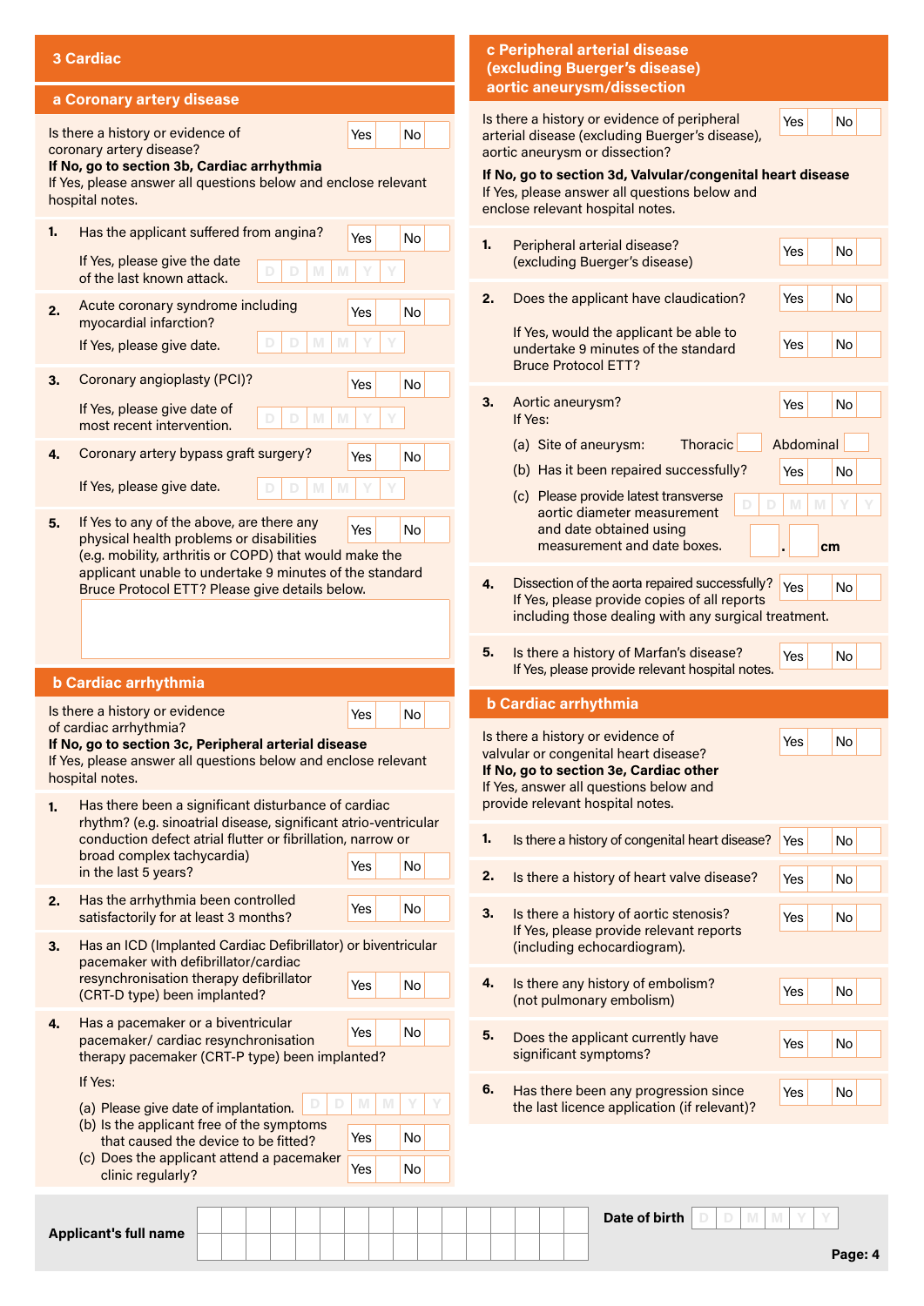## 3 Cardiac

### a Coronary artery disease

Is there a history or evidence of coronary artery disease? Yes / No

**If No, go to section 3b, Cardiac arrhythmia**

If Yes, please answer all questions below and enclose relevant hospital notes.

1. Has the applicant suffered from angina? Yes / No

   If Yes, please give the date of the last known attack. D D M M Y Y

2. Acute coronary syndrome including myocardial infarction? Yes / No

   If Yes, please give date. D D M M Y Y

3. Coronary angioplasty (PCI)? Yes / No

   If Yes, please give date of most recent intervention. D D M M Y Y

4. Coronary artery bypass graft surgery? Yes / No

   If Yes, please give date. D D M M Y Y

5. If Yes to any of the above, are there any physical health problems or disabilities (e.g. mobility, arthritis or COPD) that would make the applicant unable to undertake 9 minutes of the standard Bruce Protocol ETT? Please give details below. Yes / No

### b Cardiac arrhythmia

Is there a history or evidence of cardiac arrhythmia? Yes / No

**If No, go to section 3c, Peripheral arterial disease**

If Yes, please answer all questions below and enclose relevant hospital notes.

1. Has there been a significant disturbance of cardiac rhythm? (e.g. sinoatrial disease, significant atrio-ventricular conduction defect atrial flutter or fibrillation, narrow or broad complex tachycardia) in the last 5 years? Yes / No

2. Has the arrhythmia been controlled satisfactorily for at least 3 months? Yes / No

3. Has an ICD (Implanted Cardiac Defibrillator) or biventricular pacemaker with defibrillator/cardiac resynchronisation therapy defibrillator (CRT-D type) been implanted? Yes / No

4. Has a pacemaker or a biventricular pacemaker/ cardiac resynchronisation therapy pacemaker (CRT-P type) been implanted? Yes / No

   If Yes:

   (a) Please give date of implantation. D D M M Y Y

   (b) Is the applicant free of the symptoms that caused the device to be fitted? Yes / No

   (c) Does the applicant attend a pacemaker clinic regularly? Yes / No

### c Peripheral arterial disease (excluding Buerger's disease) aortic aneurysm/dissection

Is there a history or evidence of peripheral arterial disease (excluding Buerger's disease), aortic aneurysm or dissection? Yes / No

**If No, go to section 3d, Valvular/congenital heart disease**

If Yes, please answer all questions below and enclose relevant hospital notes.

1. Peripheral arterial disease? (excluding Buerger's disease) Yes / No

2. Does the applicant have claudication? Yes / No

   If Yes, would the applicant be able to undertake 9 minutes of the standard Bruce Protocol ETT? Yes / No

3. Aortic aneurysm? Yes / No

   If Yes:

   (a) Site of aneurysm: Thoracic ☐ Abdominal ☐

   (b) Has it been repaired successfully? Yes / No

   (c) Please provide latest transverse aortic diameter measurement and date obtained using measurement and date boxes. D D M M Y Y &nbsp; ☐ . ☐ cm

4. Dissection of the aorta repaired successfully? Yes / No

   If Yes, please provide copies of all reports including those dealing with any surgical treatment.

5. Is there a history of Marfan's disease? Yes / No

   If Yes, please provide relevant hospital notes.

### b Cardiac arrhythmia

Is there a history or evidence of valvular or congenital heart disease? Yes / No

**If No, go to section 3e, Cardiac other**

If Yes, answer all questions below and provide relevant hospital notes.

1. Is there a history of congenital heart disease? Yes / No

2. Is there a history of heart valve disease? Yes / No

3. Is there a history of aortic stenosis? Yes / No

   If Yes, please provide relevant reports (including echocardiogram).

4. Is there any history of embolism? (not pulmonary embolism) Yes / No

5. Does the applicant currently have significant symptoms? Yes / No

6. Has there been any progression since the last licence application (if relevant)? Yes / No

---

**Applicant's full name** ____________________

**Date of birth** D D M M Y Y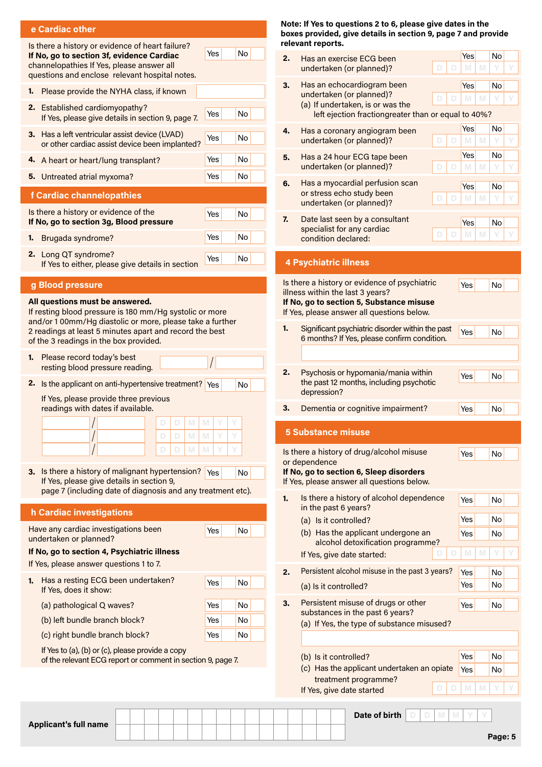## e Cardiac other

Is there a history or evidence of heart failure? Yes No
**If No, go to section 3f, evidence Cardiac** channelopathies If Yes, please answer all questions and enclose relevant hospital notes.

1. Please provide the NYHA class, if known
2. Established cardiomyopathy? Yes No
   If Yes, please give details in section 9, page 7.
3. Has a left ventricular assist device (LVAD) or other cardiac assist device been implanted? Yes No
4. A heart or heart/lung transplant? Yes No
5. Untreated atrial myxoma? Yes No

## f Cardiac channelopathies

Is there a history or evidence of the Yes No
**If No, go to section 3g, Blood pressure**

1. Brugada syndrome? Yes No
2. Long QT syndrome? Yes No
   If Yes to either, please give details in section

## g Blood pressure

**All questions must be answered.**
If resting blood pressure is 180 mm/Hg systolic or more and/or 1 00mm/Hg diastolic or more, please take a further 2 readings at least 5 minutes apart and record the best of the 3 readings in the box provided.

1. Please record today's best resting blood pressure reading. /
2. Is the applicant on anti-hypertensive treatment? Yes No
   If Yes, please provide three previous readings with dates if available.

| Reading | Date |
|---|---|
| / | D D M M Y Y |
| / | D D M M Y Y |
| / | D D M M Y Y |

3. Is there a history of malignant hypertension? Yes No
   If Yes, please give details in section 9, page 7 (including date of diagnosis and any treatment etc).

## h Cardiac investigations

Have any cardiac investigations been undertaken or planned? Yes No
**If No, go to section 4, Psychiatric illness**
If Yes, please answer questions 1 to 7.

1. Has a resting ECG been undertaken? Yes No
   If Yes, does it show:
   (a) pathological Q waves? Yes No
   (b) left bundle branch block? Yes No
   (c) right bundle branch block? Yes No
   If Yes to (a), (b) or (c), please provide a copy of the relevant ECG report or comment in section 9, page 7.

**Note: If Yes to questions 2 to 6, please give dates in the boxes provided, give details in section 9, page 7 and provide relevant reports.**

2. Has an exercise ECG been undertaken (or planned)? Yes No D D M M Y Y
3. Has an echocardiogram been undertaken (or planned)? Yes No D D M M Y Y
   (a) If undertaken, is or was the left ejection fractiongreater than or equal to 40%?
4. Has a coronary angiogram been undertaken (or planned)? Yes No D D M M Y Y
5. Has a 24 hour ECG tape been undertaken (or planned)? Yes No D D M M Y Y
6. Has a myocardial perfusion scan or stress echo study been undertaken (or planned)? Yes No D D M M Y Y
7. Date last seen by a consultant specialist for any cardiac condition declared: Yes No D D M M Y Y

## 4 Psychiatric illness

Is there a history or evidence of psychiatric illness within the last 3 years? Yes No
**If No, go to section 5, Substance misuse**
If Yes, please answer all questions below.

1. Significant psychiatric disorder within the past 6 months? If Yes, please confirm condition. Yes No
2. Psychosis or hypomania/mania within the past 12 months, including psychotic depression? Yes No
3. Dementia or cognitive impairment? Yes No

## 5 Substance misuse

Is there a history of drug/alcohol misuse or dependence Yes No
**If No, go to section 6, Sleep disorders**
If Yes, please answer all questions below.

1. Is there a history of alcohol dependence in the past 6 years? Yes No
   (a) Is it controlled? Yes No
   (b) Has the applicant undergone an alcohol detoxification programme? Yes No
   If Yes, give date started: D D M M Y Y
2. Persistent alcohol misuse in the past 3 years? Yes No
   (a) Is it controlled? Yes No
3. Persistent misuse of drugs or other substances in the past 6 years? Yes No
   (a) If Yes, the type of substance misused?
   (b) Is it controlled? Yes No
   (c) Has the applicant undertaken an opiate treatment programme? Yes No
   If Yes, give date started D D M M Y Y

**Applicant's full name**

**Date of birth** D D M M Y Y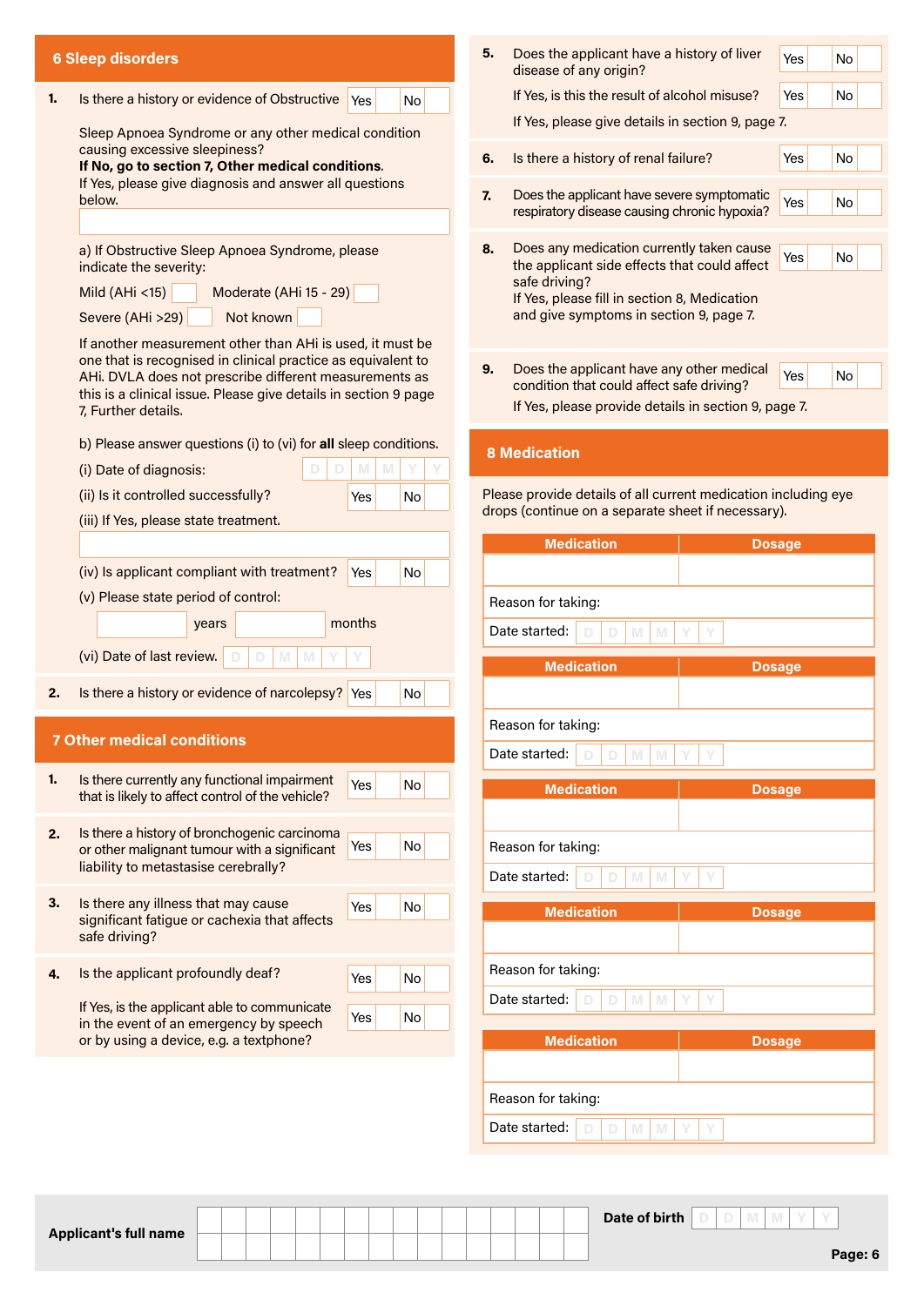## 6 Sleep disorders

**1.** Is there a history or evidence of Obstructive Sleep Apnoea Syndrome or any other medical condition causing excessive sleepiness? Yes / No

**If No, go to section 7, Other medical conditions.**
If Yes, please give diagnosis and answer all questions below.

a) If Obstructive Sleep Apnoea Syndrome, please indicate the severity:

Mild (AHi <15) Moderate (AHi 15 - 29)
Severe (AHi >29) Not known

If another measurement other than AHi is used, it must be one that is recognised in clinical practice as equivalent to AHi. DVLA does not prescribe different measurements as this is a clinical issue. Please give details in section 9 page 7, Further details.

b) Please answer questions (i) to (vi) for **all** sleep conditions.

(i) Date of diagnosis: D D M M Y Y

(ii) Is it controlled successfully? Yes / No

(iii) If Yes, please state treatment.

(iv) Is applicant compliant with treatment? Yes / No

(v) Please state period of control:

years months

(vi) Date of last review. D D M M Y Y

**2.** Is there a history or evidence of narcolepsy? Yes / No

## 7 Other medical conditions

**1.** Is there currently any functional impairment that is likely to affect control of the vehicle? Yes / No

**2.** Is there a history of bronchogenic carcinoma or other malignant tumour with a significant liability to metastasise cerebrally? Yes / No

**3.** Is there any illness that may cause significant fatigue or cachexia that affects safe driving? Yes / No

**4.** Is the applicant profoundly deaf? Yes / No

If Yes, is the applicant able to communicate in the event of an emergency by speech or by using a device, e.g. a textphone? Yes / No

**5.** Does the applicant have a history of liver disease of any origin? Yes / No

If Yes, is this the result of alcohol misuse? Yes / No

If Yes, please give details in section 9, page 7.

**6.** Is there a history of renal failure? Yes / No

**7.** Does the applicant have severe symptomatic respiratory disease causing chronic hypoxia? Yes / No

**8.** Does any medication currently taken cause the applicant side effects that could affect safe driving? Yes / No
If Yes, please fill in section 8, Medication and give symptoms in section 9, page 7.

**9.** Does the applicant have any other medical condition that could affect safe driving? Yes / No

If Yes, please provide details in section 9, page 7.

## 8 Medication

Please provide details of all current medication including eye drops (continue on a separate sheet if necessary).

| Medication | Dosage |
|---|---|
| | |
| Reason for taking: | |
| Date started: D D M M Y Y | |

| Medication | Dosage |
|---|---|
| | |
| Reason for taking: | |
| Date started: D D M M Y Y | |

| Medication | Dosage |
|---|---|
| | |
| Reason for taking: | |
| Date started: D D M M Y Y | |

| Medication | Dosage |
|---|---|
| | |
| Reason for taking: | |
| Date started: D D M M Y Y | |

| Medication | Dosage |
|---|---|
| | |
| Reason for taking: | |
| Date started: D D M M Y Y | |

**Applicant's full name**

**Date of birth** D D M M Y Y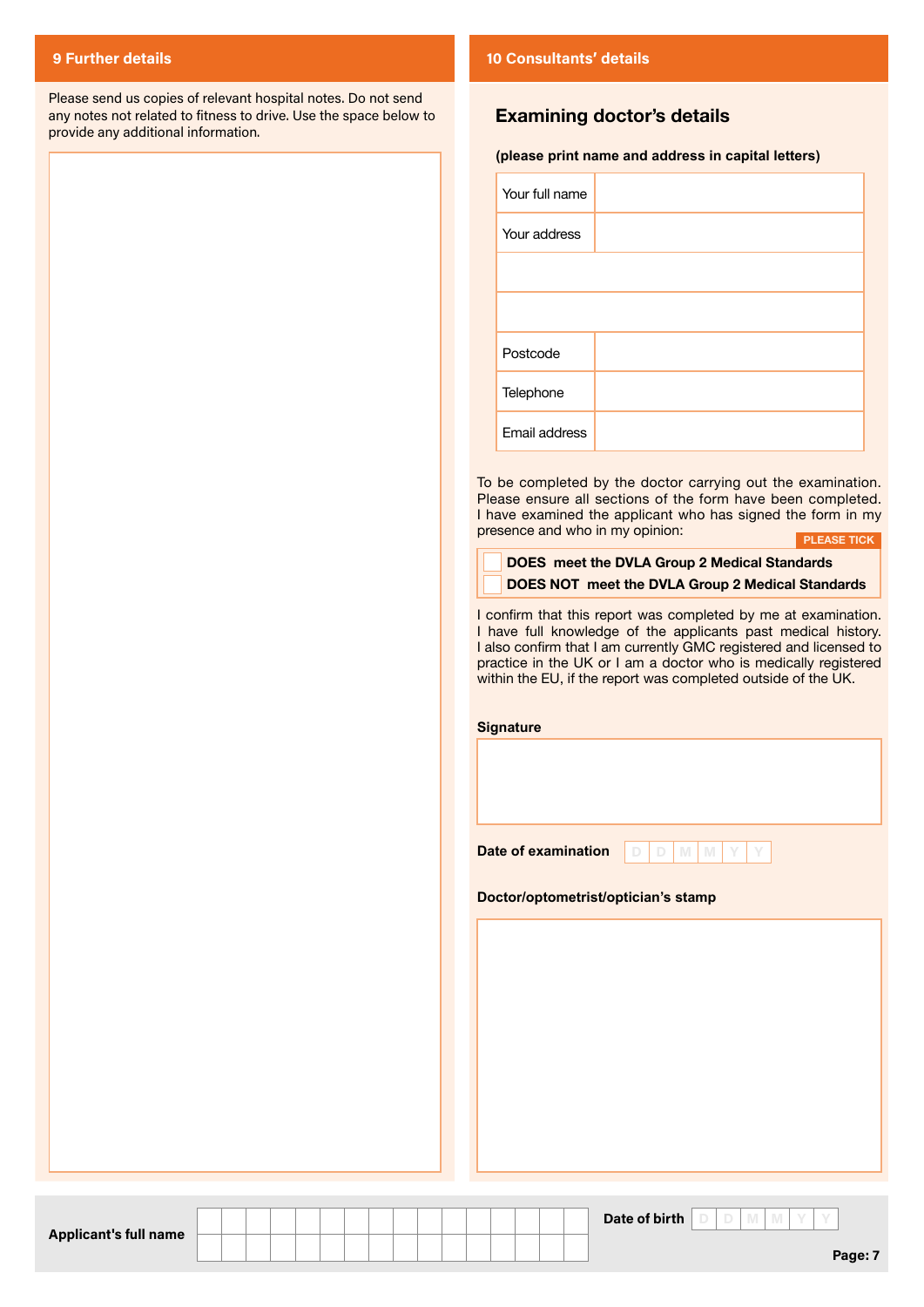## 9 Further details

Please send us copies of relevant hospital notes. Do not send any notes not related to fitness to drive. Use the space below to provide any additional information.

## 10 Consultants' details

### Examining doctor's details

**(please print name and address in capital letters)**

| | |
|---|---|
| Your full name | |
| Your address | |
| | |
| | |
| Postcode | |
| Telephone | |
| Email address | |

To be completed by the doctor carrying out the examination. Please ensure all sections of the form have been completed. I have examined the applicant who has signed the form in my presence and who in my opinion:

**PLEASE TICK**

- [ ] **DOES meet the DVLA Group 2 Medical Standards**
- [ ] **DOES NOT meet the DVLA Group 2 Medical Standards**

I confirm that this report was completed by me at examination. I have full knowledge of the applicants past medical history. I also confirm that I am currently GMC registered and licensed to practice in the UK or I am a doctor who is medically registered within the EU, if the report was completed outside of the UK.

**Signature**

**Date of examination** D D M M Y Y

**Doctor/optometrist/optician's stamp**

**Applicant's full name**

**Date of birth** D D M M Y Y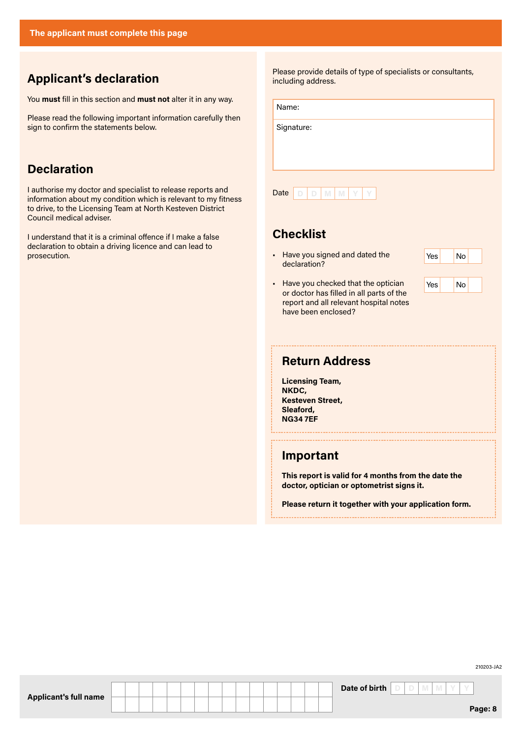**The applicant must complete this page**

## Applicant's declaration

You **must** fill in this section and **must not** alter it in any way.

Please read the following important information carefully then sign to confirm the statements below.

## Declaration

I authorise my doctor and specialist to release reports and information about my condition which is relevant to my fitness to drive, to the Licensing Team at North Kesteven District Council medical adviser.

I understand that it is a criminal offence if I make a false declaration to obtain a driving licence and can lead to prosecution.

Please provide details of type of specialists or consultants, including address.

Name:

Signature:

Date D D M M Y Y

## Checklist

- Have you signed and dated the declaration? Yes No
- Have you checked that the optician or doctor has filled in all parts of the report and all relevant hospital notes have been enclosed? Yes No

## Return Address

**Licensing Team,**
**NKDC,**
**Kesteven Street,**
**Sleaford,**
**NG34 7EF**

## Important

**This report is valid for 4 months from the date the doctor, optician or optometrist signs it.**

**Please return it together with your application form.**

210203-JA2

**Applicant's full name**

**Date of birth** D D M M Y Y